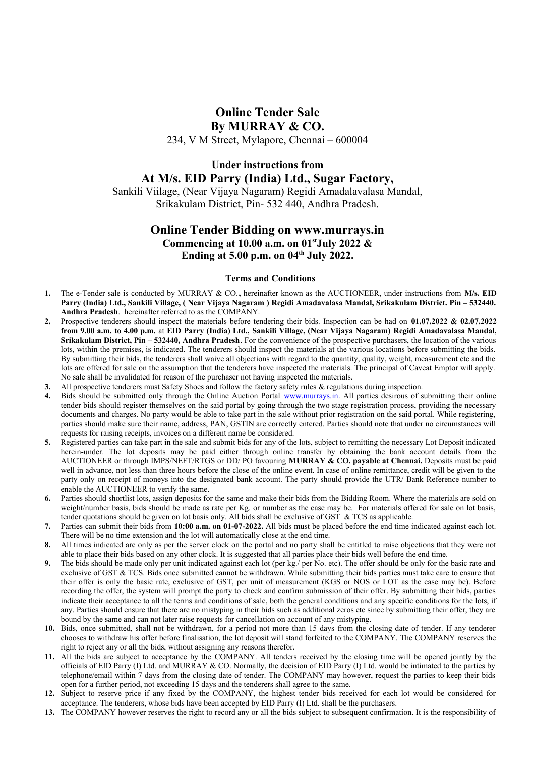# Online Tender Sale
# By MURRAY & CO.

234, V M Street, Mylapore, Chennai – 600004

## Under instructions from
## At M/s. EID Parry (India) Ltd., Sugar Factory,

Sankili Viilage, (Near Vijaya Nagaram) Regidi Amadalavalasa Mandal,
Srikakulam District, Pin- 532 440, Andhra Pradesh.

## Online Tender Bidding on www.murrays.in
### Commencing at 10.00 a.m. on 01st July 2022 &
### Ending at 5.00 p.m. on 04th July 2022.

**Terms and Conditions**

1. The e-Tender sale is conducted by MURRAY & CO., hereinafter known as the AUCTIONEER, under instructions from **M/s. EID Parry (India) Ltd., Sankili Village, ( Near Vijaya Nagaram ) Regidi Amadavalasa Mandal, Srikakulam District. Pin – 532440. Andhra Pradesh**. hereinafter referred to as the COMPANY.
2. Prospective tenderers should inspect the materials before tendering their bids. Inspection can be had on **01.07.2022 & 02.07.2022 from 9.00 a.m. to 4.00 p.m.** at **EID Parry (India) Ltd., Sankili Village, (Near Vijaya Nagaram) Regidi Amadavalasa Mandal, Srikakulam District, Pin – 532440, Andhra Pradesh**. For the convenience of the prospective purchasers, the location of the various lots, within the premises, is indicated. The tenderers should inspect the materials at the various locations before submitting the bids. By submitting their bids, the tenderers shall waive all objections with regard to the quantity, quality, weight, measurement etc and the lots are offered for sale on the assumption that the tenderers have inspected the materials. The principal of Caveat Emptor will apply. No sale shall be invalidated for reason of the purchaser not having inspected the materials.
3. All prospective tenderers must Safety Shoes and follow the factory safety rules & regulations during inspection.
4. Bids should be submitted only through the Online Auction Portal www.murrays.in. All parties desirous of submitting their online tender bids should register themselves on the said portal by going through the two stage registration process, providing the necessary documents and charges. No party would be able to take part in the sale without prior registration on the said portal. While registering, parties should make sure their name, address, PAN, GSTIN are correctly entered. Parties should note that under no circumstances will requests for raising receipts, invoices on a different name be considered.
5. Registered parties can take part in the sale and submit bids for any of the lots, subject to remitting the necessary Lot Deposit indicated herein-under. The lot deposits may be paid either through online transfer by obtaining the bank account details from the AUCTIONEER or through IMPS/NEFT/RTGS or DD/ PO favouring **MURRAY & CO. payable at Chennai.** Deposits must be paid well in advance, not less than three hours before the close of the online event. In case of online remittance, credit will be given to the party only on receipt of moneys into the designated bank account. The party should provide the UTR/ Bank Reference number to enable the AUCTIONEER to verify the same.
6. Parties should shortlist lots, assign deposits for the same and make their bids from the Bidding Room. Where the materials are sold on weight/number basis, bids should be made as rate per Kg. or number as the case may be. For materials offered for sale on lot basis, tender quotations should be given on lot basis only. All bids shall be exclusive of GST & TCS as applicable.
7. Parties can submit their bids from **10:00 a.m. on 01-07-2022.** All bids must be placed before the end time indicated against each lot. There will be no time extension and the lot will automatically close at the end time.
8. All times indicated are only as per the server clock on the portal and no party shall be entitled to raise objections that they were not able to place their bids based on any other clock. It is suggested that all parties place their bids well before the end time.
9. The bids should be made only per unit indicated against each lot (per kg./ per No. etc). The offer should be only for the basic rate and exclusive of GST & TCS. Bids once submitted cannot be withdrawn. While submitting their bids parties must take care to ensure that their offer is only the basic rate, exclusive of GST, per unit of measurement (KGS or NOS or LOT as the case may be). Before recording the offer, the system will prompt the party to check and confirm submission of their offer. By submitting their bids, parties indicate their acceptance to all the terms and conditions of sale, both the general conditions and any specific conditions for the lots, if any. Parties should ensure that there are no mistyping in their bids such as additional zeros etc since by submitting their offer, they are bound by the same and can not later raise requests for cancellation on account of any mistyping.
10. Bids, once submitted, shall not be withdrawn, for a period not more than 15 days from the closing date of tender. If any tenderer chooses to withdraw his offer before finalisation, the lot deposit will stand forfeited to the COMPANY. The COMPANY reserves the right to reject any or all the bids, without assigning any reasons therefor.
11. All the bids are subject to acceptance by the COMPANY. All tenders received by the closing time will be opened jointly by the officials of EID Parry (I) Ltd. and MURRAY & CO. Normally, the decision of EID Parry (I) Ltd. would be intimated to the parties by telephone/email within 7 days from the closing date of tender. The COMPANY may however, request the parties to keep their bids open for a further period, not exceeding 15 days and the tenderers shall agree to the same.
12. Subject to reserve price if any fixed by the COMPANY, the highest tender bids received for each lot would be considered for acceptance. The tenderers, whose bids have been accepted by EID Parry (I) Ltd. shall be the purchasers.
13. The COMPANY however reserves the right to record any or all the bids subject to subsequent confirmation. It is the responsibility of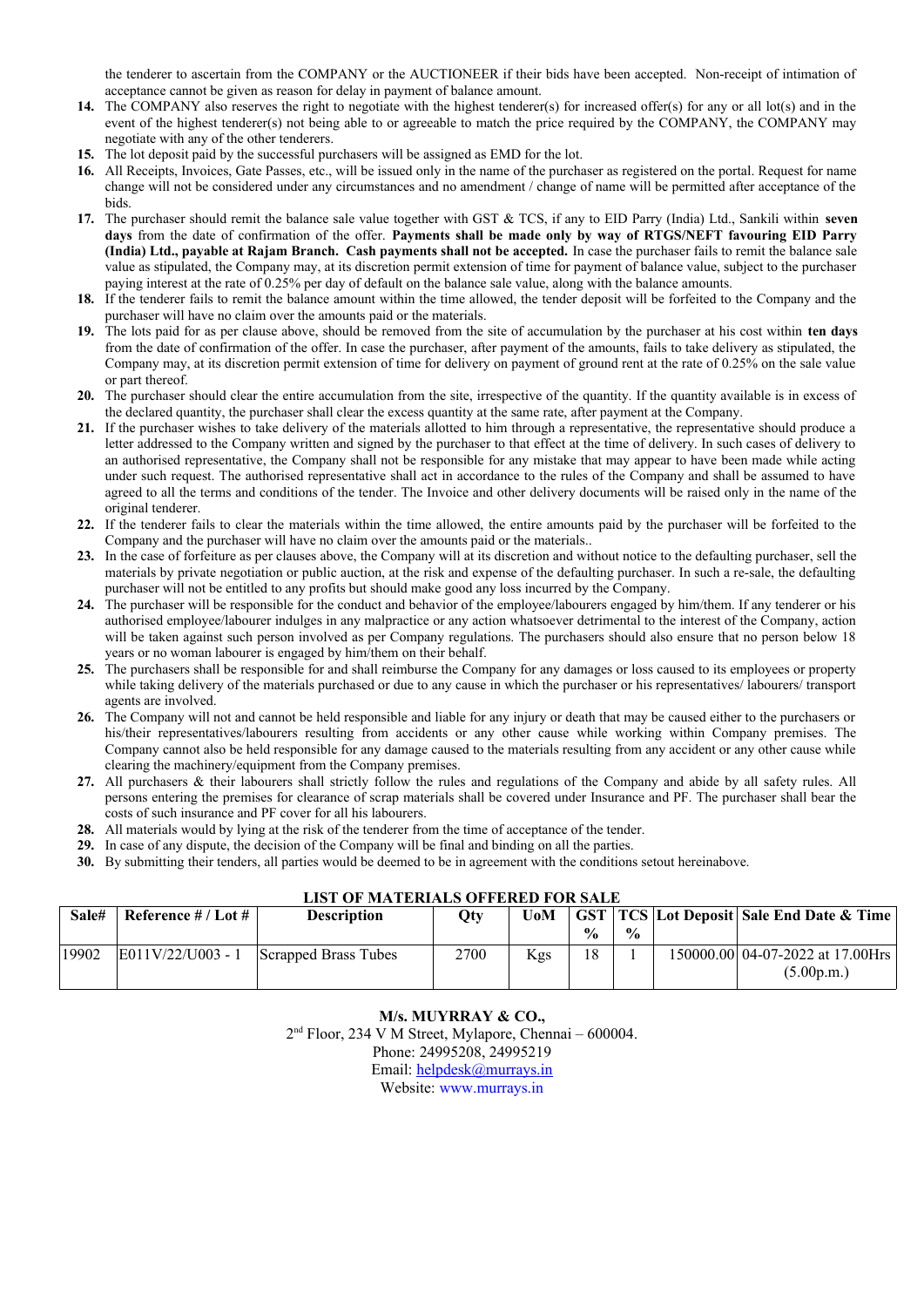the tenderer to ascertain from the COMPANY or the AUCTIONEER if their bids have been accepted. Non-receipt of intimation of acceptance cannot be given as reason for delay in payment of balance amount.

14. The COMPANY also reserves the right to negotiate with the highest tenderer(s) for increased offer(s) for any or all lot(s) and in the event of the highest tenderer(s) not being able to or agreeable to match the price required by the COMPANY, the COMPANY may negotiate with any of the other tenderers.
15. The lot deposit paid by the successful purchasers will be assigned as EMD for the lot.
16. All Receipts, Invoices, Gate Passes, etc., will be issued only in the name of the purchaser as registered on the portal. Request for name change will not be considered under any circumstances and no amendment / change of name will be permitted after acceptance of the bids.
17. The purchaser should remit the balance sale value together with GST & TCS, if any to EID Parry (India) Ltd., Sankili within **seven days** from the date of confirmation of the offer. **Payments shall be made only by way of RTGS/NEFT favouring EID Parry (India) Ltd., payable at Rajam Branch. Cash payments shall not be accepted.** In case the purchaser fails to remit the balance sale value as stipulated, the Company may, at its discretion permit extension of time for payment of balance value, subject to the purchaser paying interest at the rate of 0.25% per day of default on the balance sale value, along with the balance amounts.
18. If the tenderer fails to remit the balance amount within the time allowed, the tender deposit will be forfeited to the Company and the purchaser will have no claim over the amounts paid or the materials.
19. The lots paid for as per clause above, should be removed from the site of accumulation by the purchaser at his cost within **ten days** from the date of confirmation of the offer. In case the purchaser, after payment of the amounts, fails to take delivery as stipulated, the Company may, at its discretion permit extension of time for delivery on payment of ground rent at the rate of 0.25% on the sale value or part thereof.
20. The purchaser should clear the entire accumulation from the site, irrespective of the quantity. If the quantity available is in excess of the declared quantity, the purchaser shall clear the excess quantity at the same rate, after payment at the Company.
21. If the purchaser wishes to take delivery of the materials allotted to him through a representative, the representative should produce a letter addressed to the Company written and signed by the purchaser to that effect at the time of delivery. In such cases of delivery to an authorised representative, the Company shall not be responsible for any mistake that may appear to have been made while acting under such request. The authorised representative shall act in accordance to the rules of the Company and shall be assumed to have agreed to all the terms and conditions of the tender. The Invoice and other delivery documents will be raised only in the name of the original tenderer.
22. If the tenderer fails to clear the materials within the time allowed, the entire amounts paid by the purchaser will be forfeited to the Company and the purchaser will have no claim over the amounts paid or the materials..
23. In the case of forfeiture as per clauses above, the Company will at its discretion and without notice to the defaulting purchaser, sell the materials by private negotiation or public auction, at the risk and expense of the defaulting purchaser. In such a re-sale, the defaulting purchaser will not be entitled to any profits but should make good any loss incurred by the Company.
24. The purchaser will be responsible for the conduct and behavior of the employee/labourers engaged by him/them. If any tenderer or his authorised employee/labourer indulges in any malpractice or any action whatsoever detrimental to the interest of the Company, action will be taken against such person involved as per Company regulations. The purchasers should also ensure that no person below 18 years or no woman labourer is engaged by him/them on their behalf.
25. The purchasers shall be responsible for and shall reimburse the Company for any damages or loss caused to its employees or property while taking delivery of the materials purchased or due to any cause in which the purchaser or his representatives/ labourers/ transport agents are involved.
26. The Company will not and cannot be held responsible and liable for any injury or death that may be caused either to the purchasers or his/their representatives/labourers resulting from accidents or any other cause while working within Company premises. The Company cannot also be held responsible for any damage caused to the materials resulting from any accident or any other cause while clearing the machinery/equipment from the Company premises.
27. All purchasers & their labourers shall strictly follow the rules and regulations of the Company and abide by all safety rules. All persons entering the premises for clearance of scrap materials shall be covered under Insurance and PF. The purchaser shall bear the costs of such insurance and PF cover for all his labourers.
28. All materials would by lying at the risk of the tenderer from the time of acceptance of the tender.
29. In case of any dispute, the decision of the Company will be final and binding on all the parties.
30. By submitting their tenders, all parties would be deemed to be in agreement with the conditions setout hereinabove.

## LIST OF MATERIALS OFFERED FOR SALE

| Sale# | Reference # / Lot # | Description | Qty | UoM | GST % | TCS % | Lot Deposit | Sale End Date & Time |
|---|---|---|---|---|---|---|---|---|
| 19902 | E011V/22/U003 - 1 | Scrapped Brass Tubes | 2700 | Kgs | 18 | 1 | 150000.00 | 04-07-2022 at 17.00Hrs (5.00p.m.) |

**M/s. MUYRRAY & CO.,**
2nd Floor, 234 V M Street, Mylapore, Chennai – 600004.
Phone: 24995208, 24995219
Email: helpdesk@murrays.in
Website: www.murrays.in